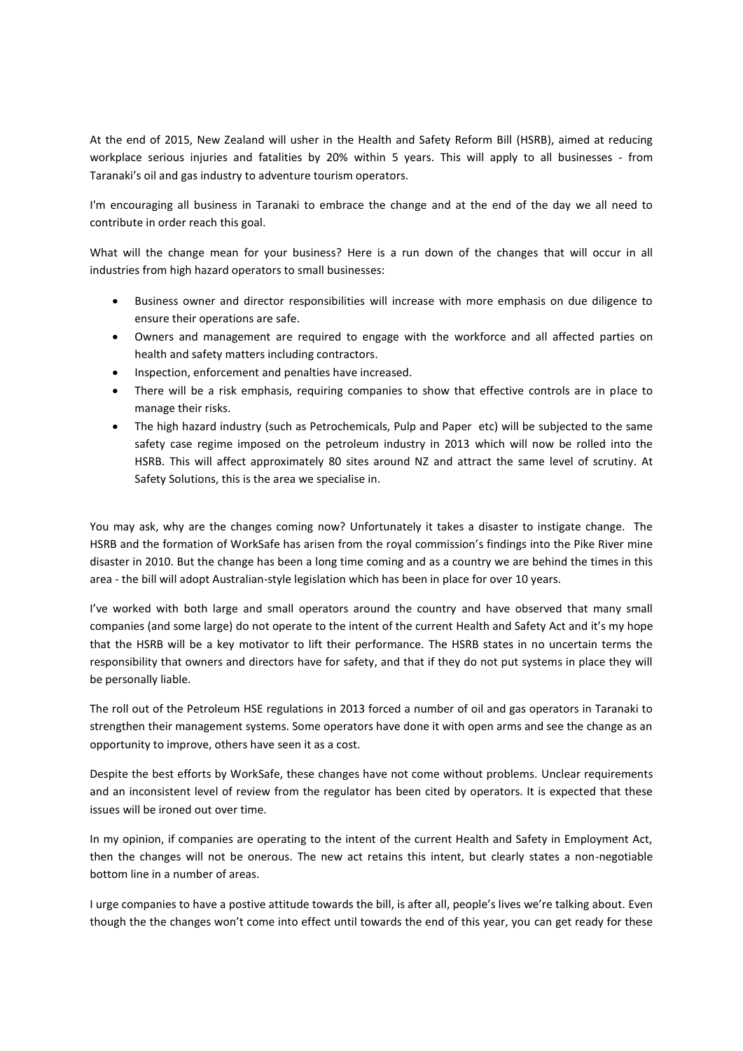At the end of 2015, New Zealand will usher in the Health and Safety Reform Bill (HSRB), aimed at reducing workplace serious injuries and fatalities by 20% within 5 years. This will apply to all businesses - from Taranaki's oil and gas industry to adventure tourism operators.

I'm encouraging all business in Taranaki to embrace the change and at the end of the day we all need to contribute in order reach this goal.

What will the change mean for your business? Here is a run down of the changes that will occur in all industries from high hazard operators to small businesses:

- Business owner and director responsibilities will increase with more emphasis on due diligence to ensure their operations are safe.
- Owners and management are required to engage with the workforce and all affected parties on health and safety matters including contractors.
- Inspection, enforcement and penalties have increased.
- There will be a risk emphasis, requiring companies to show that effective controls are in place to manage their risks.
- The high hazard industry (such as Petrochemicals, Pulp and Paper etc) will be subjected to the same safety case regime imposed on the petroleum industry in 2013 which will now be rolled into the HSRB. This will affect approximately 80 sites around NZ and attract the same level of scrutiny. At Safety Solutions, this is the area we specialise in.

You may ask, why are the changes coming now? Unfortunately it takes a disaster to instigate change. The HSRB and the formation of WorkSafe has arisen from the royal commission's findings into the Pike River mine disaster in 2010. But the change has been a long time coming and as a country we are behind the times in this area - the bill will adopt Australian-style legislation which has been in place for over 10 years.

I've worked with both large and small operators around the country and have observed that many small companies (and some large) do not operate to the intent of the current Health and Safety Act and it's my hope that the HSRB will be a key motivator to lift their performance. The HSRB states in no uncertain terms the responsibility that owners and directors have for safety, and that if they do not put systems in place they will be personally liable.

The roll out of the Petroleum HSE regulations in 2013 forced a number of oil and gas operators in Taranaki to strengthen their management systems. Some operators have done it with open arms and see the change as an opportunity to improve, others have seen it as a cost.

Despite the best efforts by WorkSafe, these changes have not come without problems. Unclear requirements and an inconsistent level of review from the regulator has been cited by operators. It is expected that these issues will be ironed out over time.

In my opinion, if companies are operating to the intent of the current Health and Safety in Employment Act, then the changes will not be onerous. The new act retains this intent, but clearly states a non-negotiable bottom line in a number of areas.

I urge companies to have a postive attitude towards the bill, is after all, people's lives we're talking about. Even though the the changes won't come into effect until towards the end of this year, you can get ready for these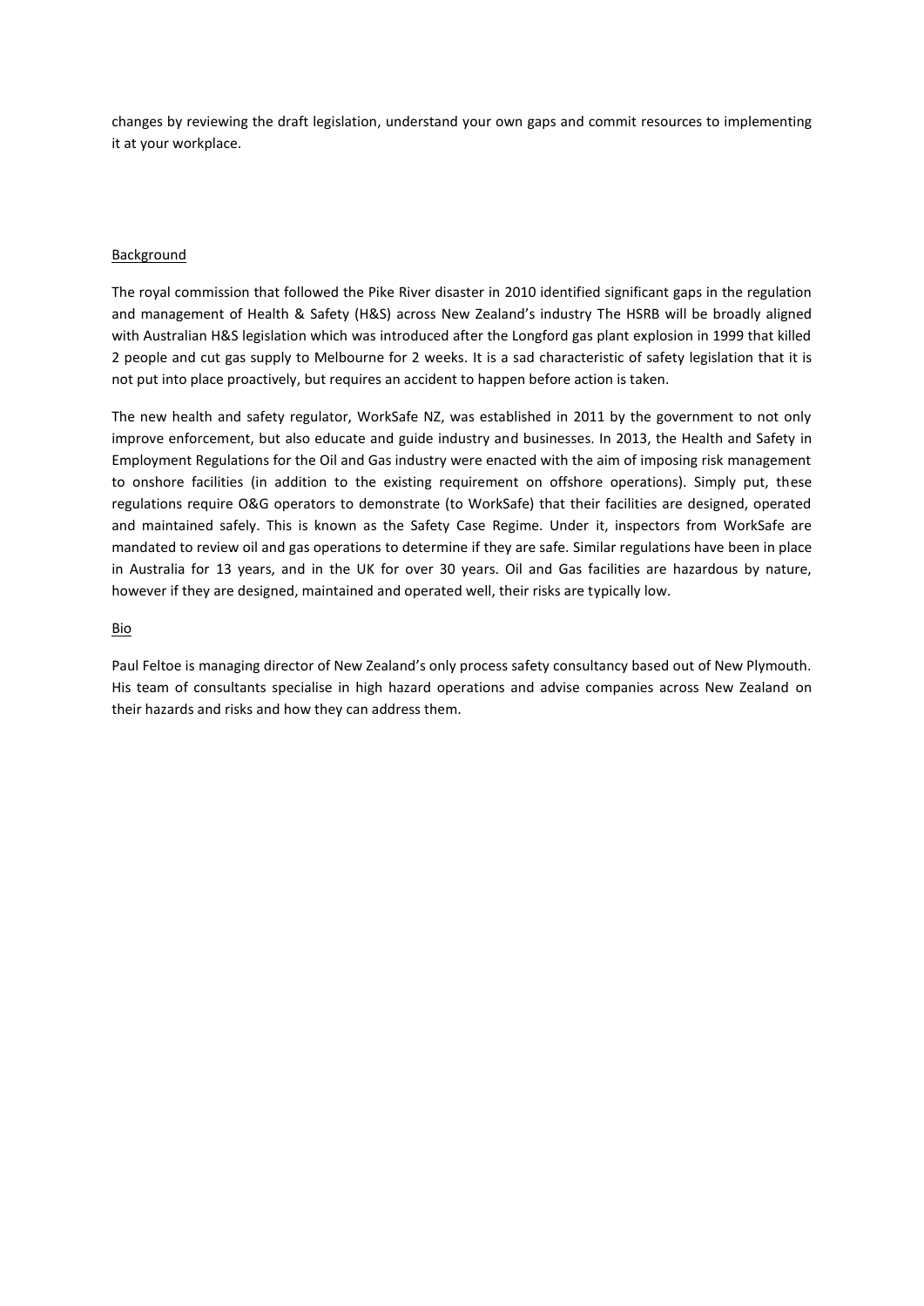changes by reviewing the draft legislation, understand your own gaps and commit resources to implementing it at your workplace.

## Background

The royal commission that followed the Pike River disaster in 2010 identified significant gaps in the regulation and management of Health & Safety (H&S) across New Zealand's industry The HSRB will be broadly aligned with Australian H&S legislation which was introduced after the Longford gas plant explosion in 1999 that killed 2 people and cut gas supply to Melbourne for 2 weeks. It is a sad characteristic of safety legislation that it is not put into place proactively, but requires an accident to happen before action is taken.

The new health and safety regulator, WorkSafe NZ, was established in 2011 by the government to not only improve enforcement, but also educate and guide industry and businesses. In 2013, the Health and Safety in Employment Regulations for the Oil and Gas industry were enacted with the aim of imposing risk management to onshore facilities (in addition to the existing requirement on offshore operations). Simply put, these regulations require O&G operators to demonstrate (to WorkSafe) that their facilities are designed, operated and maintained safely. This is known as the Safety Case Regime. Under it, inspectors from WorkSafe are mandated to review oil and gas operations to determine if they are safe. Similar regulations have been in place in Australia for 13 years, and in the UK for over 30 years. Oil and Gas facilities are hazardous by nature, however if they are designed, maintained and operated well, their risks are typically low.

## Bio

Paul Feltoe is managing director of New Zealand's only process safety consultancy based out of New Plymouth. His team of consultants specialise in high hazard operations and advise companies across New Zealand on their hazards and risks and how they can address them.